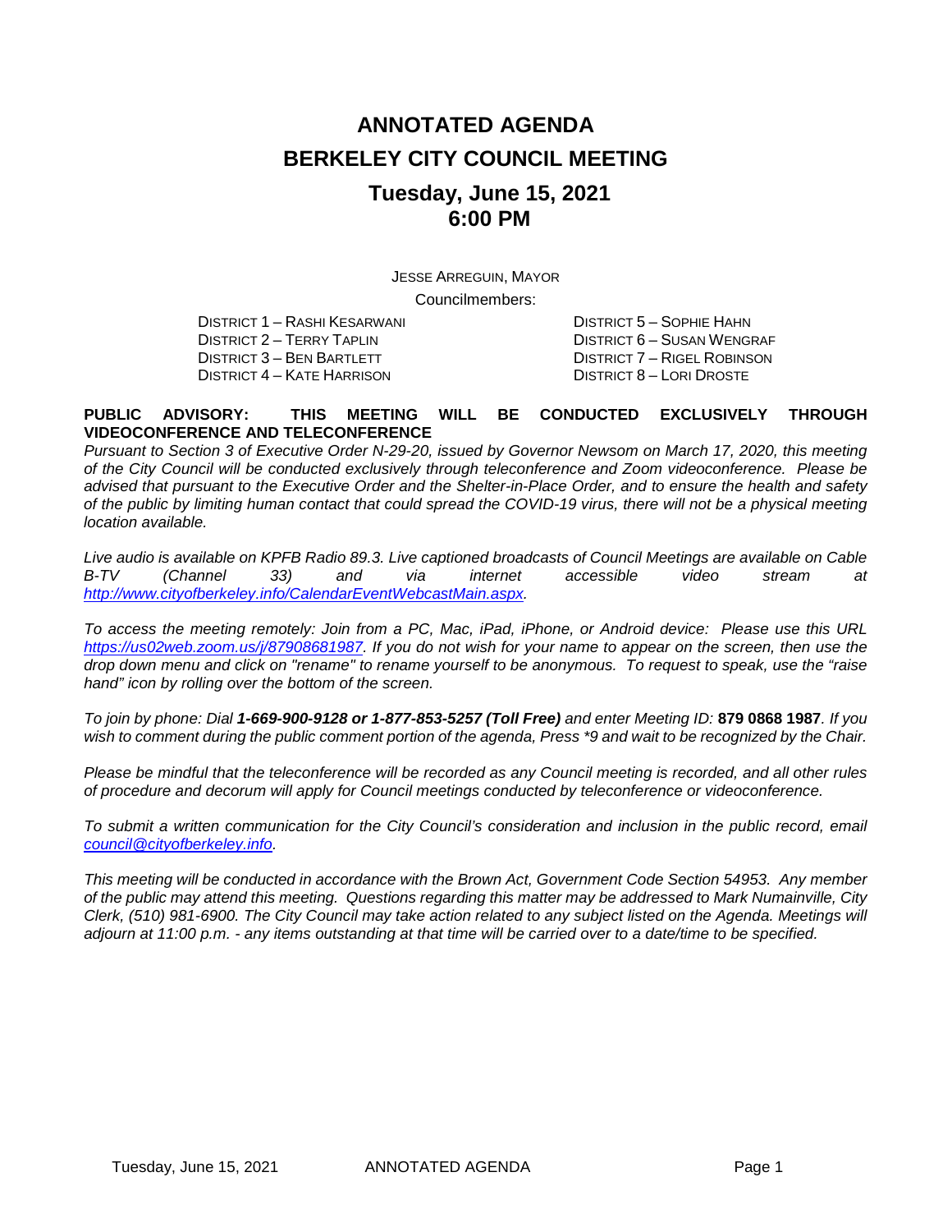# ANNOTATED AGENDA
# BERKELEY CITY COUNCIL MEETING
## Tuesday, June 15, 2021
## 6:00 PM

JESSE ARREGUIN, MAYOR

Councilmembers:

DISTRICT 1 – RASHI KESARWANI
DISTRICT 2 – TERRY TAPLIN
DISTRICT 3 – BEN BARTLETT
DISTRICT 4 – KATE HARRISON
DISTRICT 5 – SOPHIE HAHN
DISTRICT 6 – SUSAN WENGRAF
DISTRICT 7 – RIGEL ROBINSON
DISTRICT 8 – LORI DROSTE

**PUBLIC ADVISORY: THIS MEETING WILL BE CONDUCTED EXCLUSIVELY THROUGH VIDEOCONFERENCE AND TELECONFERENCE**

*Pursuant to Section 3 of Executive Order N-29-20, issued by Governor Newsom on March 17, 2020, this meeting of the City Council will be conducted exclusively through teleconference and Zoom videoconference. Please be advised that pursuant to the Executive Order and the Shelter-in-Place Order, and to ensure the health and safety of the public by limiting human contact that could spread the COVID-19 virus, there will not be a physical meeting location available.*

*Live audio is available on KPFB Radio 89.3. Live captioned broadcasts of Council Meetings are available on Cable B-TV (Channel 33) and via internet accessible video stream at [http://www.cityofberkeley.info/CalendarEventWebcastMain.aspx](http://www.cityofberkeley.info/CalendarEventWebcastMain.aspx).*

*To access the meeting remotely: Join from a PC, Mac, iPad, iPhone, or Android device: Please use this URL [https://us02web.zoom.us/j/87908681987](https://us02web.zoom.us/j/87908681987). If you do not wish for your name to appear on the screen, then use the drop down menu and click on "rename" to rename yourself to be anonymous. To request to speak, use the "raise hand" icon by rolling over the bottom of the screen.*

*To join by phone: Dial **1-669-900-9128 or 1-877-853-5257 (Toll Free)** and enter Meeting ID:* **879 0868 1987***. If you wish to comment during the public comment portion of the agenda, Press *9 and wait to be recognized by the Chair.*

*Please be mindful that the teleconference will be recorded as any Council meeting is recorded, and all other rules of procedure and decorum will apply for Council meetings conducted by teleconference or videoconference.*

*To submit a written communication for the City Council's consideration and inclusion in the public record, email [council@cityofberkeley.info](mailto:council@cityofberkeley.info).*

*This meeting will be conducted in accordance with the Brown Act, Government Code Section 54953. Any member of the public may attend this meeting. Questions regarding this matter may be addressed to Mark Numainville, City Clerk, (510) 981-6900. The City Council may take action related to any subject listed on the Agenda. Meetings will adjourn at 11:00 p.m. - any items outstanding at that time will be carried over to a date/time to be specified.*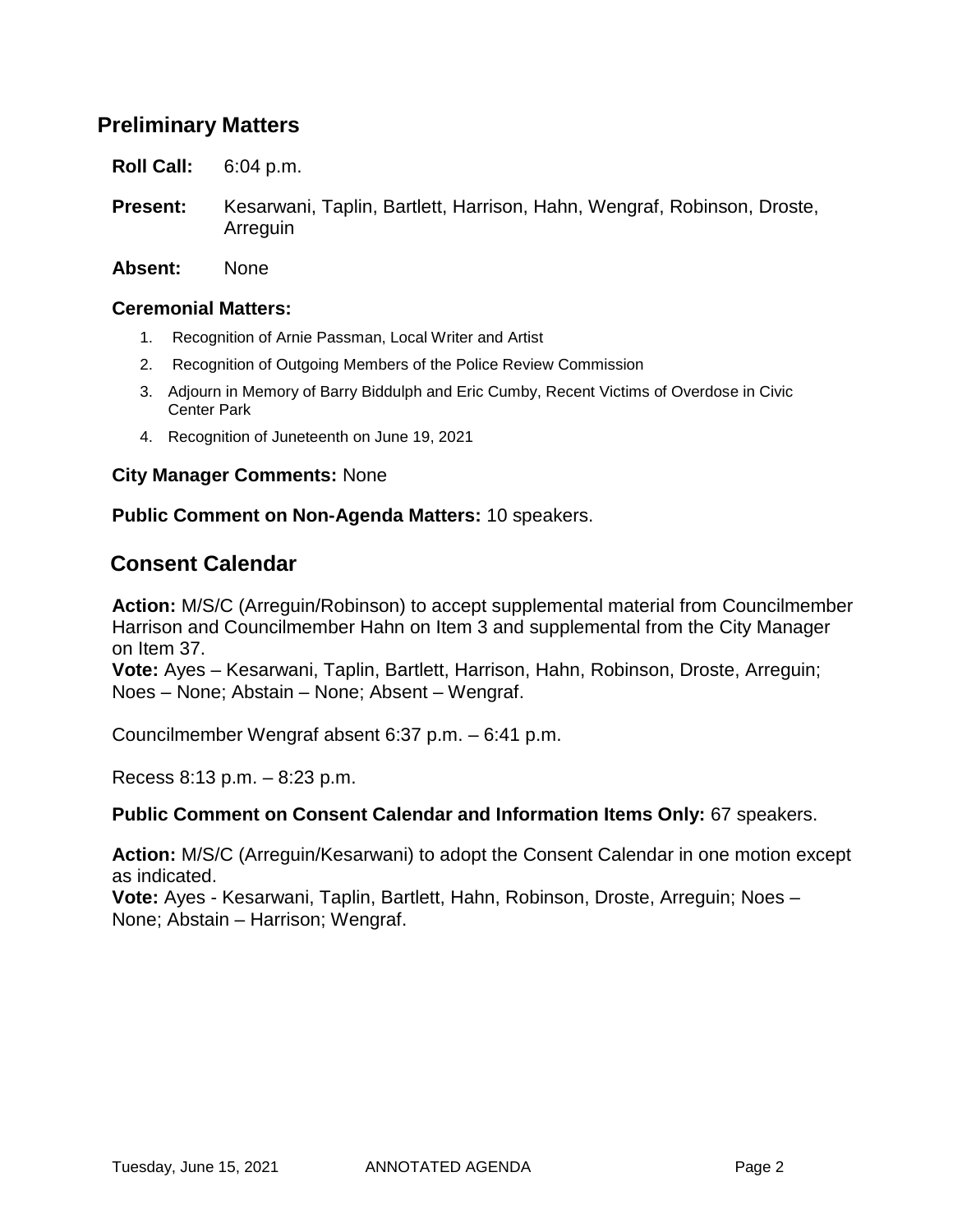## Preliminary Matters

**Roll Call:** 6:04 p.m.

**Present:** Kesarwani, Taplin, Bartlett, Harrison, Hahn, Wengraf, Robinson, Droste, Arreguin

**Absent:** None

### Ceremonial Matters:

1. Recognition of Arnie Passman, Local Writer and Artist
2. Recognition of Outgoing Members of the Police Review Commission
3. Adjourn in Memory of Barry Biddulph and Eric Cumby, Recent Victims of Overdose in Civic Center Park
4. Recognition of Juneteenth on June 19, 2021

**City Manager Comments:** None

**Public Comment on Non-Agenda Matters:** 10 speakers.

## Consent Calendar

**Action:** M/S/C (Arreguin/Robinson) to accept supplemental material from Councilmember Harrison and Councilmember Hahn on Item 3 and supplemental from the City Manager on Item 37.
**Vote:** Ayes – Kesarwani, Taplin, Bartlett, Harrison, Hahn, Robinson, Droste, Arreguin; Noes – None; Abstain – None; Absent – Wengraf.

Councilmember Wengraf absent 6:37 p.m. – 6:41 p.m.

Recess 8:13 p.m. – 8:23 p.m.

**Public Comment on Consent Calendar and Information Items Only:** 67 speakers.

**Action:** M/S/C (Arreguin/Kesarwani) to adopt the Consent Calendar in one motion except as indicated.
**Vote:** Ayes - Kesarwani, Taplin, Bartlett, Hahn, Robinson, Droste, Arreguin; Noes – None; Abstain – Harrison; Wengraf.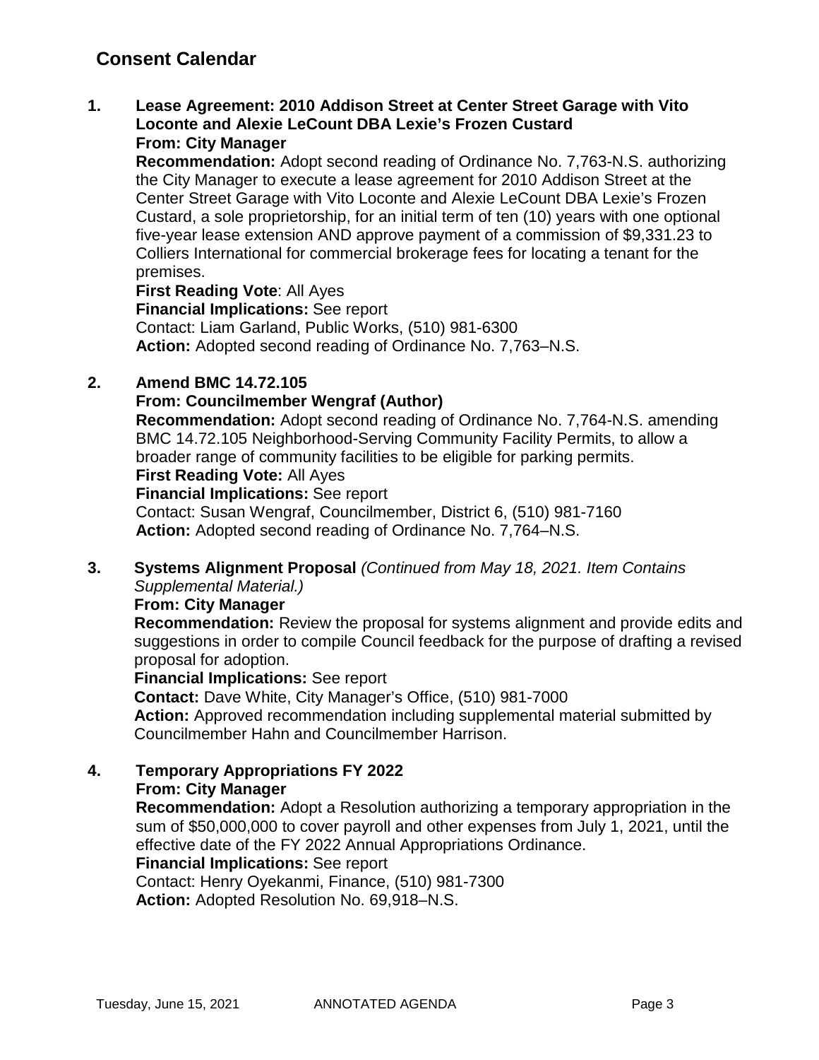## Consent Calendar

1. **Lease Agreement: 2010 Addison Street at Center Street Garage with Vito Loconte and Alexie LeCount DBA Lexie's Frozen Custard**
   **From: City Manager**
   **Recommendation:** Adopt second reading of Ordinance No. 7,763-N.S. authorizing the City Manager to execute a lease agreement for 2010 Addison Street at the Center Street Garage with Vito Loconte and Alexie LeCount DBA Lexie's Frozen Custard, a sole proprietorship, for an initial term of ten (10) years with one optional five-year lease extension AND approve payment of a commission of $9,331.23 to Colliers International for commercial brokerage fees for locating a tenant for the premises.
   **First Reading Vote**: All Ayes
   **Financial Implications:** See report
   Contact: Liam Garland, Public Works, (510) 981-6300
   **Action:** Adopted second reading of Ordinance No. 7,763–N.S.

2. **Amend BMC 14.72.105**
   **From: Councilmember Wengraf (Author)**
   **Recommendation:** Adopt second reading of Ordinance No. 7,764-N.S. amending BMC 14.72.105 Neighborhood-Serving Community Facility Permits, to allow a broader range of community facilities to be eligible for parking permits.
   **First Reading Vote:** All Ayes
   **Financial Implications:** See report
   Contact: Susan Wengraf, Councilmember, District 6, (510) 981-7160
   **Action:** Adopted second reading of Ordinance No. 7,764–N.S.

3. **Systems Alignment Proposal** *(Continued from May 18, 2021. Item Contains Supplemental Material.)*
   **From: City Manager**
   **Recommendation:** Review the proposal for systems alignment and provide edits and suggestions in order to compile Council feedback for the purpose of drafting a revised proposal for adoption.
   **Financial Implications:** See report
   **Contact:** Dave White, City Manager's Office, (510) 981-7000
   **Action:** Approved recommendation including supplemental material submitted by Councilmember Hahn and Councilmember Harrison.

4. **Temporary Appropriations FY 2022**
   **From: City Manager**
   **Recommendation:** Adopt a Resolution authorizing a temporary appropriation in the sum of $50,000,000 to cover payroll and other expenses from July 1, 2021, until the effective date of the FY 2022 Annual Appropriations Ordinance.
   **Financial Implications:** See report
   Contact: Henry Oyekanmi, Finance, (510) 981-7300
   **Action:** Adopted Resolution No. 69,918–N.S.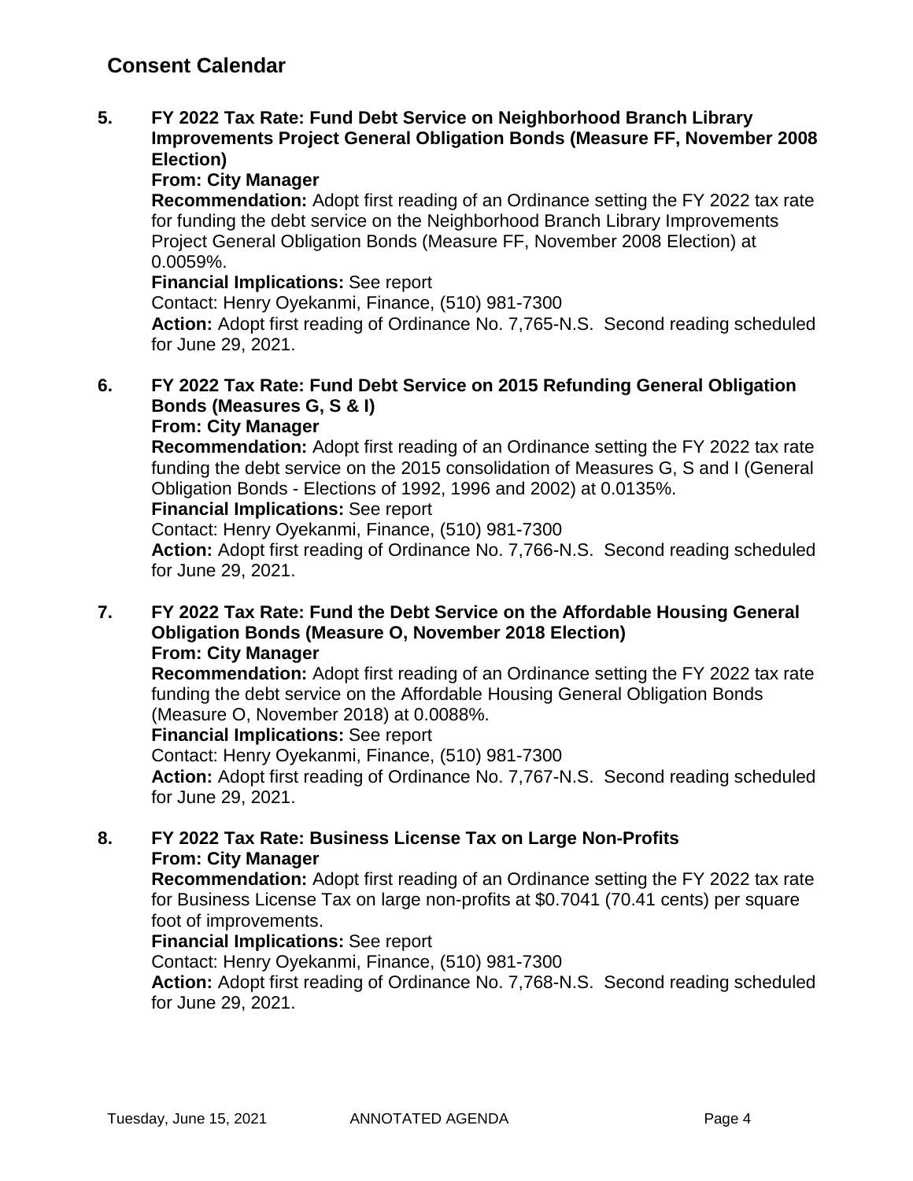## Consent Calendar

**5. FY 2022 Tax Rate: Fund Debt Service on Neighborhood Branch Library Improvements Project General Obligation Bonds (Measure FF, November 2008 Election)**

**From: City Manager**

**Recommendation:** Adopt first reading of an Ordinance setting the FY 2022 tax rate for funding the debt service on the Neighborhood Branch Library Improvements Project General Obligation Bonds (Measure FF, November 2008 Election) at 0.0059%.

**Financial Implications:** See report

Contact: Henry Oyekanmi, Finance, (510) 981-7300

**Action:** Adopt first reading of Ordinance No. 7,765-N.S. Second reading scheduled for June 29, 2021.

**6. FY 2022 Tax Rate: Fund Debt Service on 2015 Refunding General Obligation Bonds (Measures G, S & I)**

**From: City Manager**

**Recommendation:** Adopt first reading of an Ordinance setting the FY 2022 tax rate funding the debt service on the 2015 consolidation of Measures G, S and I (General Obligation Bonds - Elections of 1992, 1996 and 2002) at 0.0135%.

**Financial Implications:** See report

Contact: Henry Oyekanmi, Finance, (510) 981-7300

**Action:** Adopt first reading of Ordinance No. 7,766-N.S. Second reading scheduled for June 29, 2021.

**7. FY 2022 Tax Rate: Fund the Debt Service on the Affordable Housing General Obligation Bonds (Measure O, November 2018 Election)**

**From: City Manager**

**Recommendation:** Adopt first reading of an Ordinance setting the FY 2022 tax rate funding the debt service on the Affordable Housing General Obligation Bonds (Measure O, November 2018) at 0.0088%.

**Financial Implications:** See report

Contact: Henry Oyekanmi, Finance, (510) 981-7300

**Action:** Adopt first reading of Ordinance No. 7,767-N.S. Second reading scheduled for June 29, 2021.

**8. FY 2022 Tax Rate: Business License Tax on Large Non-Profits**

**From: City Manager**

**Recommendation:** Adopt first reading of an Ordinance setting the FY 2022 tax rate for Business License Tax on large non-profits at $0.7041 (70.41 cents) per square foot of improvements.

**Financial Implications:** See report

Contact: Henry Oyekanmi, Finance, (510) 981-7300

**Action:** Adopt first reading of Ordinance No. 7,768-N.S. Second reading scheduled for June 29, 2021.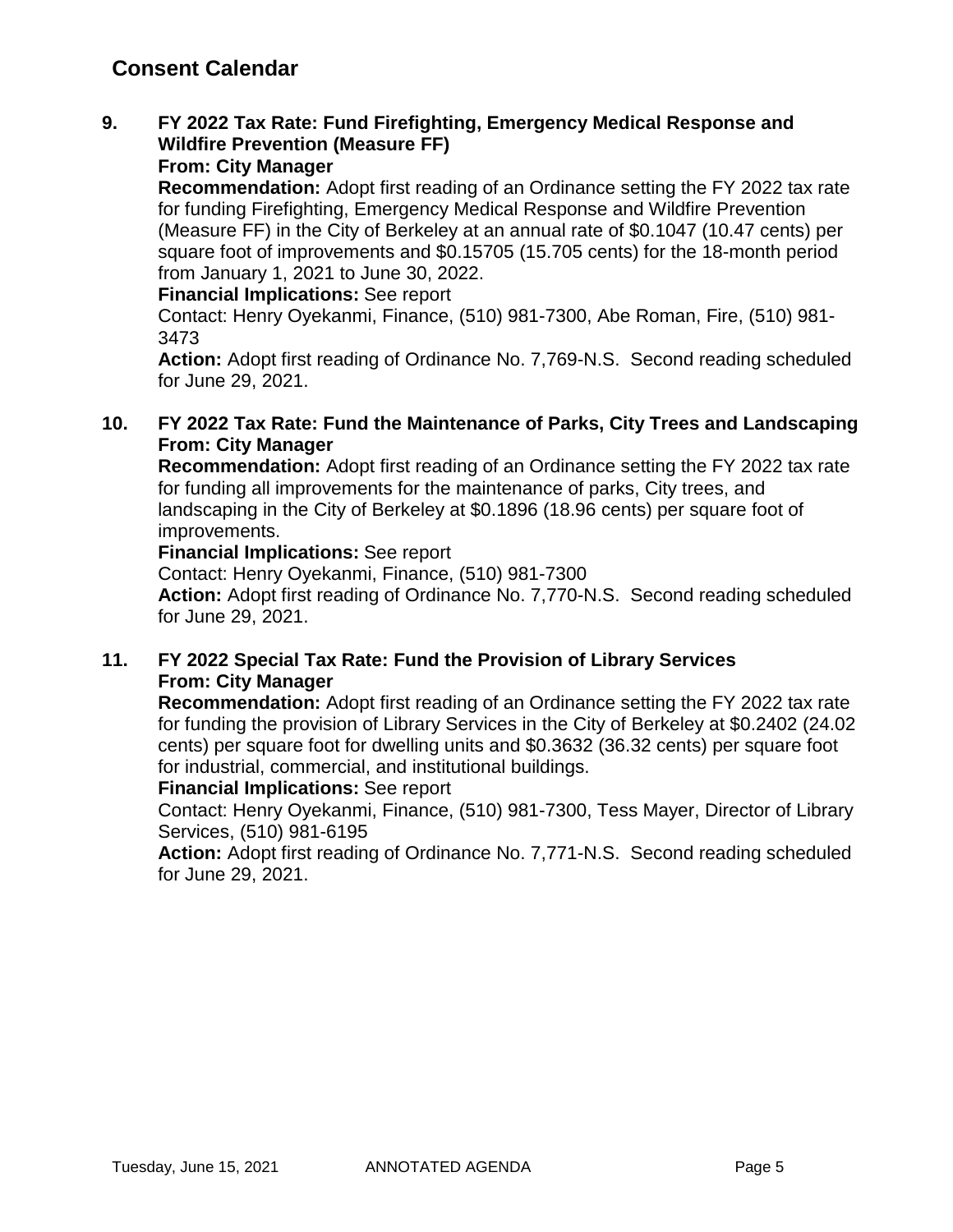## Consent Calendar

**9. FY 2022 Tax Rate: Fund Firefighting, Emergency Medical Response and Wildfire Prevention (Measure FF)**
**From: City Manager**
**Recommendation:** Adopt first reading of an Ordinance setting the FY 2022 tax rate for funding Firefighting, Emergency Medical Response and Wildfire Prevention (Measure FF) in the City of Berkeley at an annual rate of $0.1047 (10.47 cents) per square foot of improvements and $0.15705 (15.705 cents) for the 18-month period from January 1, 2021 to June 30, 2022.
**Financial Implications:** See report
Contact: Henry Oyekanmi, Finance, (510) 981-7300, Abe Roman, Fire, (510) 981-3473
**Action:** Adopt first reading of Ordinance No. 7,769-N.S. Second reading scheduled for June 29, 2021.

**10. FY 2022 Tax Rate: Fund the Maintenance of Parks, City Trees and Landscaping**
**From: City Manager**
**Recommendation:** Adopt first reading of an Ordinance setting the FY 2022 tax rate for funding all improvements for the maintenance of parks, City trees, and landscaping in the City of Berkeley at $0.1896 (18.96 cents) per square foot of improvements.
**Financial Implications:** See report
Contact: Henry Oyekanmi, Finance, (510) 981-7300
**Action:** Adopt first reading of Ordinance No. 7,770-N.S. Second reading scheduled for June 29, 2021.

**11. FY 2022 Special Tax Rate: Fund the Provision of Library Services**
**From: City Manager**
**Recommendation:** Adopt first reading of an Ordinance setting the FY 2022 tax rate for funding the provision of Library Services in the City of Berkeley at $0.2402 (24.02 cents) per square foot for dwelling units and $0.3632 (36.32 cents) per square foot for industrial, commercial, and institutional buildings.
**Financial Implications:** See report
Contact: Henry Oyekanmi, Finance, (510) 981-7300, Tess Mayer, Director of Library Services, (510) 981-6195
**Action:** Adopt first reading of Ordinance No. 7,771-N.S. Second reading scheduled for June 29, 2021.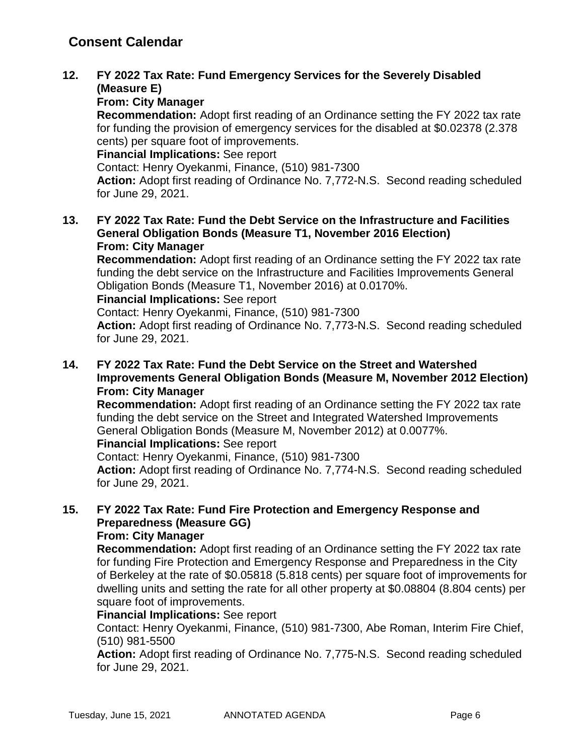## Consent Calendar

**12. FY 2022 Tax Rate: Fund Emergency Services for the Severely Disabled (Measure E)**
**From: City Manager**
**Recommendation:** Adopt first reading of an Ordinance setting the FY 2022 tax rate for funding the provision of emergency services for the disabled at $0.02378 (2.378 cents) per square foot of improvements.
**Financial Implications:** See report
Contact: Henry Oyekanmi, Finance, (510) 981-7300
**Action:** Adopt first reading of Ordinance No. 7,772-N.S. Second reading scheduled for June 29, 2021.

**13. FY 2022 Tax Rate: Fund the Debt Service on the Infrastructure and Facilities General Obligation Bonds (Measure T1, November 2016 Election)**
**From: City Manager**
**Recommendation:** Adopt first reading of an Ordinance setting the FY 2022 tax rate funding the debt service on the Infrastructure and Facilities Improvements General Obligation Bonds (Measure T1, November 2016) at 0.0170%.
**Financial Implications:** See report
Contact: Henry Oyekanmi, Finance, (510) 981-7300
**Action:** Adopt first reading of Ordinance No. 7,773-N.S. Second reading scheduled for June 29, 2021.

**14. FY 2022 Tax Rate: Fund the Debt Service on the Street and Watershed Improvements General Obligation Bonds (Measure M, November 2012 Election)**
**From: City Manager**
**Recommendation:** Adopt first reading of an Ordinance setting the FY 2022 tax rate funding the debt service on the Street and Integrated Watershed Improvements General Obligation Bonds (Measure M, November 2012) at 0.0077%.
**Financial Implications:** See report
Contact: Henry Oyekanmi, Finance, (510) 981-7300
**Action:** Adopt first reading of Ordinance No. 7,774-N.S. Second reading scheduled for June 29, 2021.

**15. FY 2022 Tax Rate: Fund Fire Protection and Emergency Response and Preparedness (Measure GG)**
**From: City Manager**
**Recommendation:** Adopt first reading of an Ordinance setting the FY 2022 tax rate for funding Fire Protection and Emergency Response and Preparedness in the City of Berkeley at the rate of $0.05818 (5.818 cents) per square foot of improvements for dwelling units and setting the rate for all other property at $0.08804 (8.804 cents) per square foot of improvements.
**Financial Implications:** See report
Contact: Henry Oyekanmi, Finance, (510) 981-7300, Abe Roman, Interim Fire Chief, (510) 981-5500
**Action:** Adopt first reading of Ordinance No. 7,775-N.S. Second reading scheduled for June 29, 2021.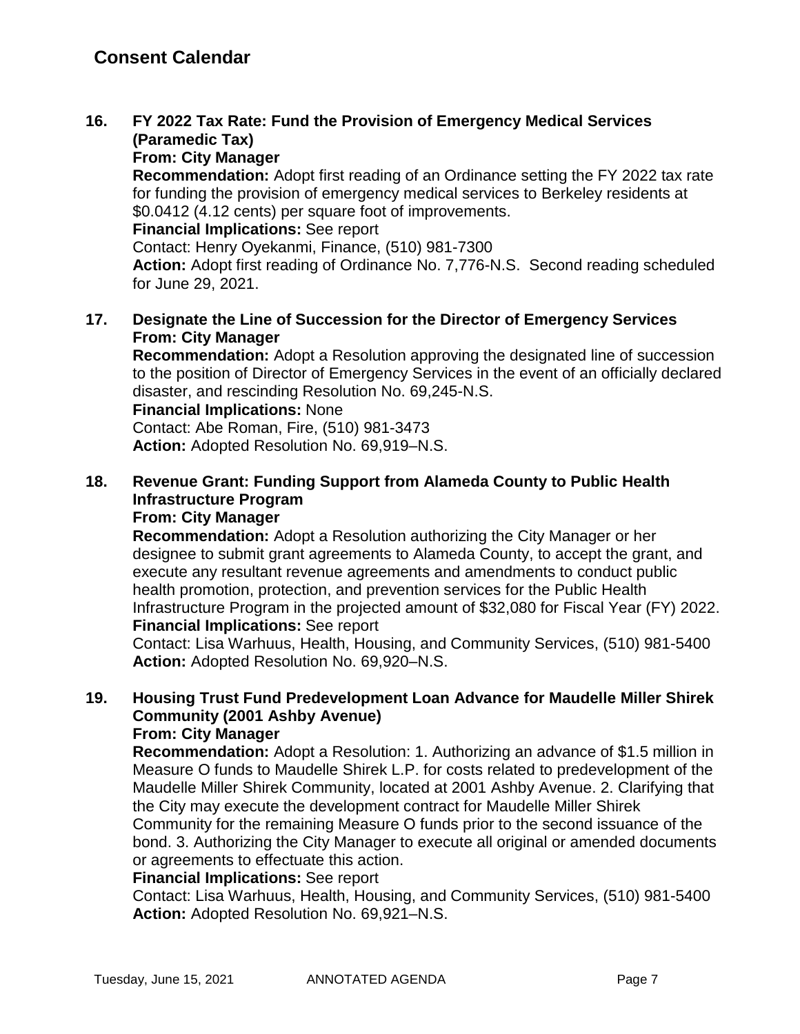## Consent Calendar

**16. FY 2022 Tax Rate: Fund the Provision of Emergency Medical Services (Paramedic Tax)**
**From: City Manager**
**Recommendation:** Adopt first reading of an Ordinance setting the FY 2022 tax rate for funding the provision of emergency medical services to Berkeley residents at $0.0412 (4.12 cents) per square foot of improvements.
**Financial Implications:** See report
Contact: Henry Oyekanmi, Finance, (510) 981-7300
**Action:** Adopt first reading of Ordinance No. 7,776-N.S. Second reading scheduled for June 29, 2021.

**17. Designate the Line of Succession for the Director of Emergency Services**
**From: City Manager**
**Recommendation:** Adopt a Resolution approving the designated line of succession to the position of Director of Emergency Services in the event of an officially declared disaster, and rescinding Resolution No. 69,245-N.S.
**Financial Implications:** None
Contact: Abe Roman, Fire, (510) 981-3473
**Action:** Adopted Resolution No. 69,919–N.S.

**18. Revenue Grant: Funding Support from Alameda County to Public Health Infrastructure Program**
**From: City Manager**
**Recommendation:** Adopt a Resolution authorizing the City Manager or her designee to submit grant agreements to Alameda County, to accept the grant, and execute any resultant revenue agreements and amendments to conduct public health promotion, protection, and prevention services for the Public Health Infrastructure Program in the projected amount of $32,080 for Fiscal Year (FY) 2022.
**Financial Implications:** See report
Contact: Lisa Warhuus, Health, Housing, and Community Services, (510) 981-5400
**Action:** Adopted Resolution No. 69,920–N.S.

**19. Housing Trust Fund Predevelopment Loan Advance for Maudelle Miller Shirek Community (2001 Ashby Avenue)**
**From: City Manager**
**Recommendation:** Adopt a Resolution: 1. Authorizing an advance of $1.5 million in Measure O funds to Maudelle Shirek L.P. for costs related to predevelopment of the Maudelle Miller Shirek Community, located at 2001 Ashby Avenue. 2. Clarifying that the City may execute the development contract for Maudelle Miller Shirek Community for the remaining Measure O funds prior to the second issuance of the bond. 3. Authorizing the City Manager to execute all original or amended documents or agreements to effectuate this action.
**Financial Implications:** See report
Contact: Lisa Warhuus, Health, Housing, and Community Services, (510) 981-5400
**Action:** Adopted Resolution No. 69,921–N.S.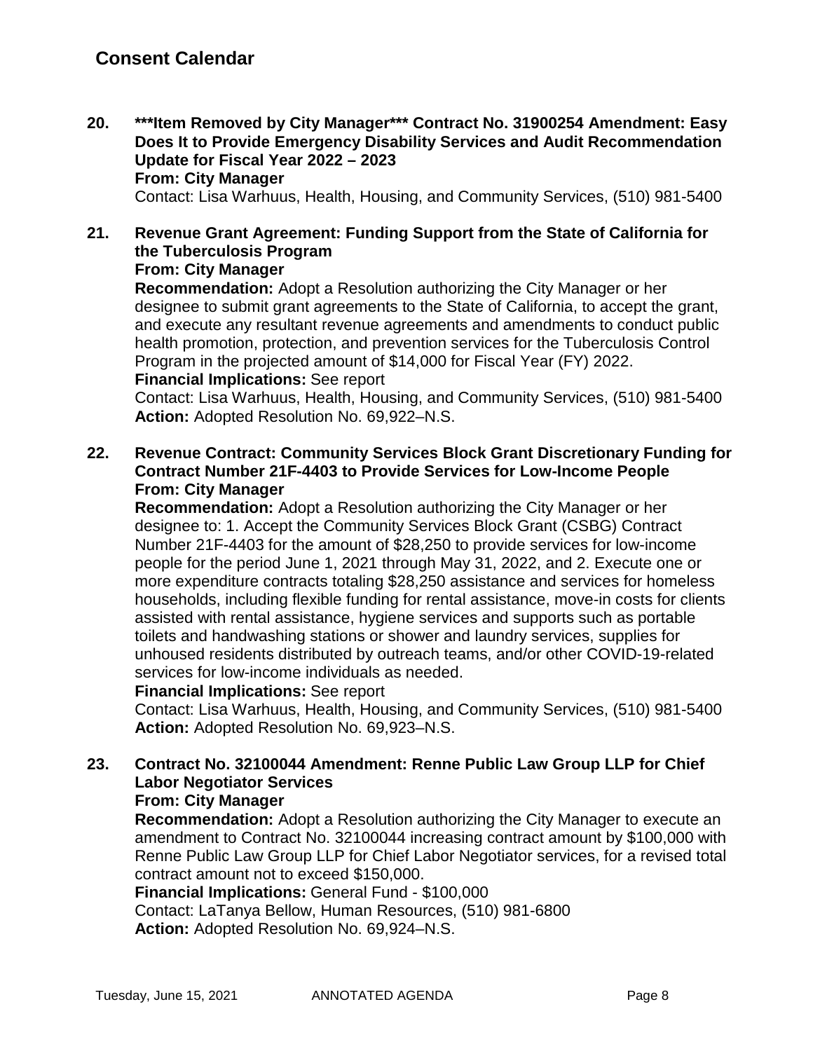## Consent Calendar

**20. \*\*\*Item Removed by City Manager\*\*\* Contract No. 31900254 Amendment: Easy Does It to Provide Emergency Disability Services and Audit Recommendation Update for Fiscal Year 2022 – 2023**
**From: City Manager**
Contact: Lisa Warhuus, Health, Housing, and Community Services, (510) 981-5400

**21. Revenue Grant Agreement: Funding Support from the State of California for the Tuberculosis Program**
**From: City Manager**
**Recommendation:** Adopt a Resolution authorizing the City Manager or her designee to submit grant agreements to the State of California, to accept the grant, and execute any resultant revenue agreements and amendments to conduct public health promotion, protection, and prevention services for the Tuberculosis Control Program in the projected amount of $14,000 for Fiscal Year (FY) 2022.
**Financial Implications:** See report
Contact: Lisa Warhuus, Health, Housing, and Community Services, (510) 981-5400
**Action:** Adopted Resolution No. 69,922–N.S.

**22. Revenue Contract: Community Services Block Grant Discretionary Funding for Contract Number 21F-4403 to Provide Services for Low-Income People**
**From: City Manager**
**Recommendation:** Adopt a Resolution authorizing the City Manager or her designee to: 1. Accept the Community Services Block Grant (CSBG) Contract Number 21F-4403 for the amount of $28,250 to provide services for low-income people for the period June 1, 2021 through May 31, 2022, and 2. Execute one or more expenditure contracts totaling $28,250 assistance and services for homeless households, including flexible funding for rental assistance, move-in costs for clients assisted with rental assistance, hygiene services and supports such as portable toilets and handwashing stations or shower and laundry services, supplies for unhoused residents distributed by outreach teams, and/or other COVID-19-related services for low-income individuals as needed.
**Financial Implications:** See report
Contact: Lisa Warhuus, Health, Housing, and Community Services, (510) 981-5400
**Action:** Adopted Resolution No. 69,923–N.S.

**23. Contract No. 32100044 Amendment: Renne Public Law Group LLP for Chief Labor Negotiator Services**
**From: City Manager**
**Recommendation:** Adopt a Resolution authorizing the City Manager to execute an amendment to Contract No. 32100044 increasing contract amount by $100,000 with Renne Public Law Group LLP for Chief Labor Negotiator services, for a revised total contract amount not to exceed $150,000.
**Financial Implications:** General Fund - $100,000
Contact: LaTanya Bellow, Human Resources, (510) 981-6800
**Action:** Adopted Resolution No. 69,924–N.S.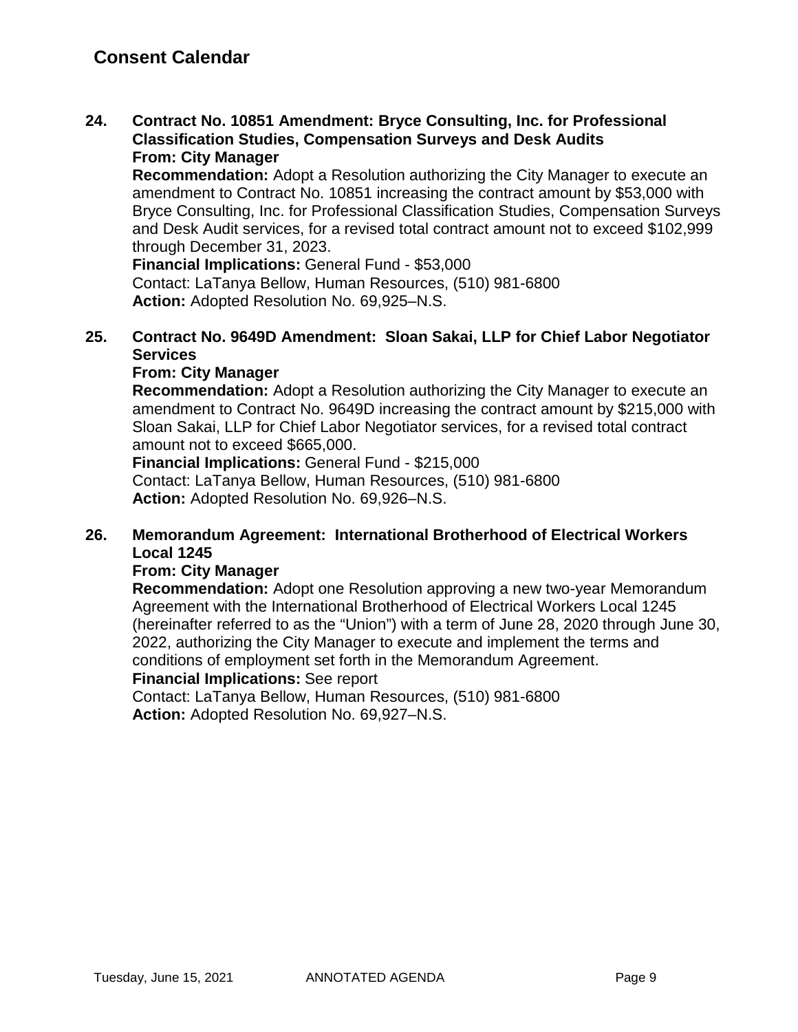## Consent Calendar

**24. Contract No. 10851 Amendment: Bryce Consulting, Inc. for Professional Classification Studies, Compensation Surveys and Desk Audits**
**From: City Manager**
**Recommendation:** Adopt a Resolution authorizing the City Manager to execute an amendment to Contract No. 10851 increasing the contract amount by $53,000 with Bryce Consulting, Inc. for Professional Classification Studies, Compensation Surveys and Desk Audit services, for a revised total contract amount not to exceed $102,999 through December 31, 2023.
**Financial Implications:** General Fund - $53,000
Contact: LaTanya Bellow, Human Resources, (510) 981-6800
**Action:** Adopted Resolution No. 69,925–N.S.

**25. Contract No. 9649D Amendment: Sloan Sakai, LLP for Chief Labor Negotiator Services**
**From: City Manager**
**Recommendation:** Adopt a Resolution authorizing the City Manager to execute an amendment to Contract No. 9649D increasing the contract amount by $215,000 with Sloan Sakai, LLP for Chief Labor Negotiator services, for a revised total contract amount not to exceed $665,000.
**Financial Implications:** General Fund - $215,000
Contact: LaTanya Bellow, Human Resources, (510) 981-6800
**Action:** Adopted Resolution No. 69,926–N.S.

**26. Memorandum Agreement: International Brotherhood of Electrical Workers Local 1245**
**From: City Manager**
**Recommendation:** Adopt one Resolution approving a new two-year Memorandum Agreement with the International Brotherhood of Electrical Workers Local 1245 (hereinafter referred to as the "Union") with a term of June 28, 2020 through June 30, 2022, authorizing the City Manager to execute and implement the terms and conditions of employment set forth in the Memorandum Agreement.
**Financial Implications:** See report
Contact: LaTanya Bellow, Human Resources, (510) 981-6800
**Action:** Adopted Resolution No. 69,927–N.S.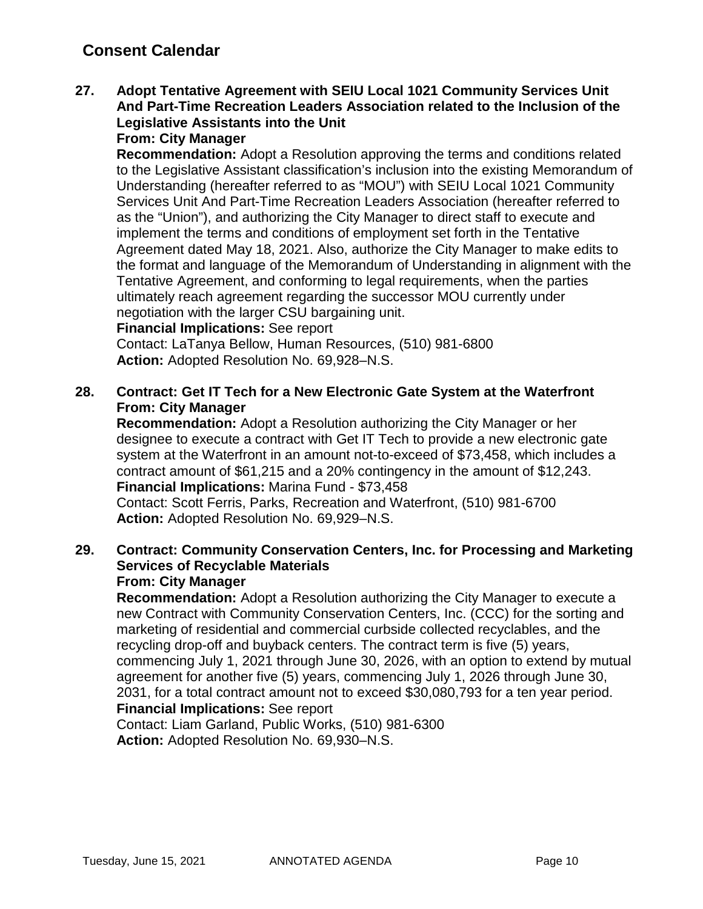## Consent Calendar

**27. Adopt Tentative Agreement with SEIU Local 1021 Community Services Unit And Part-Time Recreation Leaders Association related to the Inclusion of the Legislative Assistants into the Unit**
**From: City Manager**
**Recommendation:** Adopt a Resolution approving the terms and conditions related to the Legislative Assistant classification's inclusion into the existing Memorandum of Understanding (hereafter referred to as "MOU") with SEIU Local 1021 Community Services Unit And Part-Time Recreation Leaders Association (hereafter referred to as the "Union"), and authorizing the City Manager to direct staff to execute and implement the terms and conditions of employment set forth in the Tentative Agreement dated May 18, 2021. Also, authorize the City Manager to make edits to the format and language of the Memorandum of Understanding in alignment with the Tentative Agreement, and conforming to legal requirements, when the parties ultimately reach agreement regarding the successor MOU currently under negotiation with the larger CSU bargaining unit.
**Financial Implications:** See report
Contact: LaTanya Bellow, Human Resources, (510) 981-6800
**Action:** Adopted Resolution No. 69,928–N.S.

**28. Contract: Get IT Tech for a New Electronic Gate System at the Waterfront**
**From: City Manager**
**Recommendation:** Adopt a Resolution authorizing the City Manager or her designee to execute a contract with Get IT Tech to provide a new electronic gate system at the Waterfront in an amount not-to-exceed of $73,458, which includes a contract amount of $61,215 and a 20% contingency in the amount of $12,243.
**Financial Implications:** Marina Fund - $73,458
Contact: Scott Ferris, Parks, Recreation and Waterfront, (510) 981-6700
**Action:** Adopted Resolution No. 69,929–N.S.

**29. Contract: Community Conservation Centers, Inc. for Processing and Marketing Services of Recyclable Materials**
**From: City Manager**
**Recommendation:** Adopt a Resolution authorizing the City Manager to execute a new Contract with Community Conservation Centers, Inc. (CCC) for the sorting and marketing of residential and commercial curbside collected recyclables, and the recycling drop-off and buyback centers. The contract term is five (5) years, commencing July 1, 2021 through June 30, 2026, with an option to extend by mutual agreement for another five (5) years, commencing July 1, 2026 through June 30, 2031, for a total contract amount not to exceed $30,080,793 for a ten year period.
**Financial Implications:** See report
Contact: Liam Garland, Public Works, (510) 981-6300
**Action:** Adopted Resolution No. 69,930–N.S.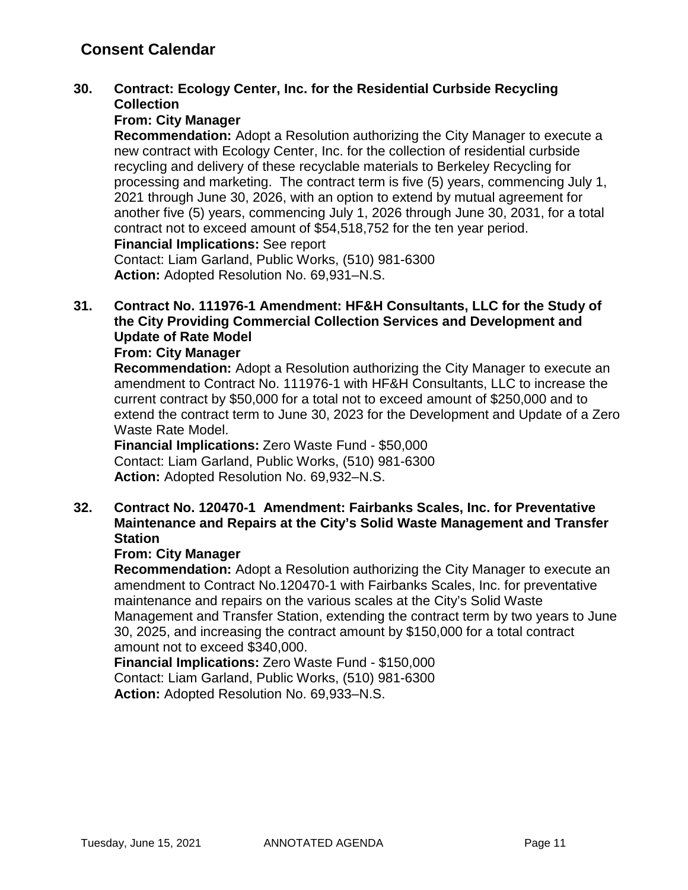## Consent Calendar

**30. Contract: Ecology Center, Inc. for the Residential Curbside Recycling Collection**

**From: City Manager**

**Recommendation:** Adopt a Resolution authorizing the City Manager to execute a new contract with Ecology Center, Inc. for the collection of residential curbside recycling and delivery of these recyclable materials to Berkeley Recycling for processing and marketing. The contract term is five (5) years, commencing July 1, 2021 through June 30, 2026, with an option to extend by mutual agreement for another five (5) years, commencing July 1, 2026 through June 30, 2031, for a total contract not to exceed amount of $54,518,752 for the ten year period.

**Financial Implications:** See report

Contact: Liam Garland, Public Works, (510) 981-6300

**Action:** Adopted Resolution No. 69,931–N.S.

**31. Contract No. 111976-1 Amendment: HF&H Consultants, LLC for the Study of the City Providing Commercial Collection Services and Development and Update of Rate Model**

**From: City Manager**

**Recommendation:** Adopt a Resolution authorizing the City Manager to execute an amendment to Contract No. 111976-1 with HF&H Consultants, LLC to increase the current contract by $50,000 for a total not to exceed amount of $250,000 and to extend the contract term to June 30, 2023 for the Development and Update of a Zero Waste Rate Model.

**Financial Implications:** Zero Waste Fund - $50,000

Contact: Liam Garland, Public Works, (510) 981-6300

**Action:** Adopted Resolution No. 69,932–N.S.

**32. Contract No. 120470-1 Amendment: Fairbanks Scales, Inc. for Preventative Maintenance and Repairs at the City's Solid Waste Management and Transfer Station**

**From: City Manager**

**Recommendation:** Adopt a Resolution authorizing the City Manager to execute an amendment to Contract No.120470-1 with Fairbanks Scales, Inc. for preventative maintenance and repairs on the various scales at the City's Solid Waste Management and Transfer Station, extending the contract term by two years to June 30, 2025, and increasing the contract amount by $150,000 for a total contract amount not to exceed $340,000.

**Financial Implications:** Zero Waste Fund - $150,000

Contact: Liam Garland, Public Works, (510) 981-6300

**Action:** Adopted Resolution No. 69,933–N.S.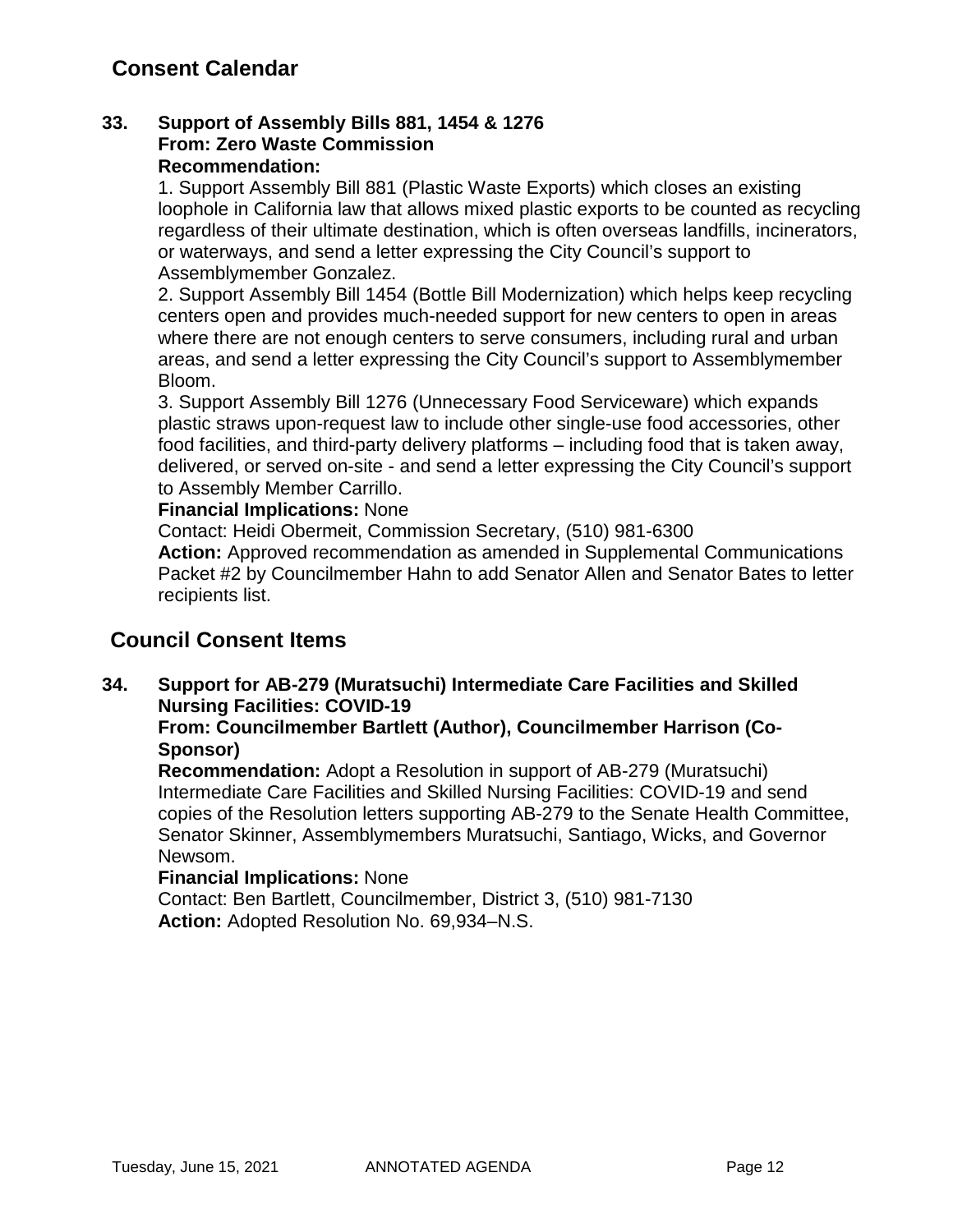## Consent Calendar

**33. Support of Assembly Bills 881, 1454 & 1276**
**From: Zero Waste Commission**
**Recommendation:**

1. Support Assembly Bill 881 (Plastic Waste Exports) which closes an existing loophole in California law that allows mixed plastic exports to be counted as recycling regardless of their ultimate destination, which is often overseas landfills, incinerators, or waterways, and send a letter expressing the City Council's support to Assemblymember Gonzalez.
2. Support Assembly Bill 1454 (Bottle Bill Modernization) which helps keep recycling centers open and provides much-needed support for new centers to open in areas where there are not enough centers to serve consumers, including rural and urban areas, and send a letter expressing the City Council's support to Assemblymember Bloom.
3. Support Assembly Bill 1276 (Unnecessary Food Serviceware) which expands plastic straws upon-request law to include other single-use food accessories, other food facilities, and third-party delivery platforms – including food that is taken away, delivered, or served on-site - and send a letter expressing the City Council's support to Assembly Member Carrillo.

**Financial Implications:** None
Contact: Heidi Obermeit, Commission Secretary, (510) 981-6300
**Action:** Approved recommendation as amended in Supplemental Communications Packet #2 by Councilmember Hahn to add Senator Allen and Senator Bates to letter recipients list.

## Council Consent Items

**34. Support for AB-279 (Muratsuchi) Intermediate Care Facilities and Skilled Nursing Facilities: COVID-19**
**From: Councilmember Bartlett (Author), Councilmember Harrison (Co-Sponsor)**
**Recommendation:** Adopt a Resolution in support of AB-279 (Muratsuchi) Intermediate Care Facilities and Skilled Nursing Facilities: COVID-19 and send copies of the Resolution letters supporting AB-279 to the Senate Health Committee, Senator Skinner, Assemblymembers Muratsuchi, Santiago, Wicks, and Governor Newsom.
**Financial Implications:** None
Contact: Ben Bartlett, Councilmember, District 3, (510) 981-7130
**Action:** Adopted Resolution No. 69,934–N.S.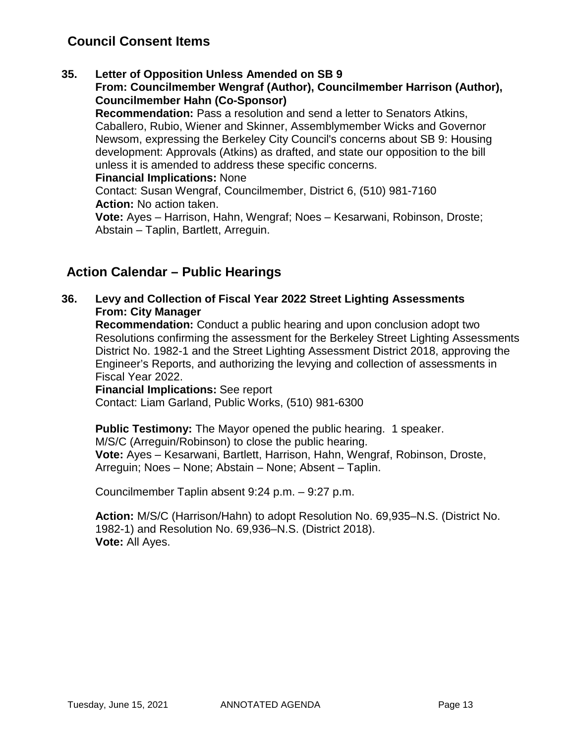## Council Consent Items

**35. Letter of Opposition Unless Amended on SB 9**
**From: Councilmember Wengraf (Author), Councilmember Harrison (Author), Councilmember Hahn (Co-Sponsor)**
**Recommendation:** Pass a resolution and send a letter to Senators Atkins, Caballero, Rubio, Wiener and Skinner, Assemblymember Wicks and Governor Newsom, expressing the Berkeley City Council's concerns about SB 9: Housing development: Approvals (Atkins) as drafted, and state our opposition to the bill unless it is amended to address these specific concerns.
**Financial Implications:** None
Contact: Susan Wengraf, Councilmember, District 6, (510) 981-7160
**Action:** No action taken.
**Vote:** Ayes – Harrison, Hahn, Wengraf; Noes – Kesarwani, Robinson, Droste; Abstain – Taplin, Bartlett, Arreguin.

## Action Calendar – Public Hearings

**36. Levy and Collection of Fiscal Year 2022 Street Lighting Assessments**
**From: City Manager**
**Recommendation:** Conduct a public hearing and upon conclusion adopt two Resolutions confirming the assessment for the Berkeley Street Lighting Assessments District No. 1982-1 and the Street Lighting Assessment District 2018, approving the Engineer's Reports, and authorizing the levying and collection of assessments in Fiscal Year 2022.
**Financial Implications:** See report
Contact: Liam Garland, Public Works, (510) 981-6300

**Public Testimony:** The Mayor opened the public hearing. 1 speaker.
M/S/C (Arreguin/Robinson) to close the public hearing.
**Vote:** Ayes – Kesarwani, Bartlett, Harrison, Hahn, Wengraf, Robinson, Droste, Arreguin; Noes – None; Abstain – None; Absent – Taplin.

Councilmember Taplin absent 9:24 p.m. – 9:27 p.m.

**Action:** M/S/C (Harrison/Hahn) to adopt Resolution No. 69,935–N.S. (District No. 1982-1) and Resolution No. 69,936–N.S. (District 2018).
**Vote:** All Ayes.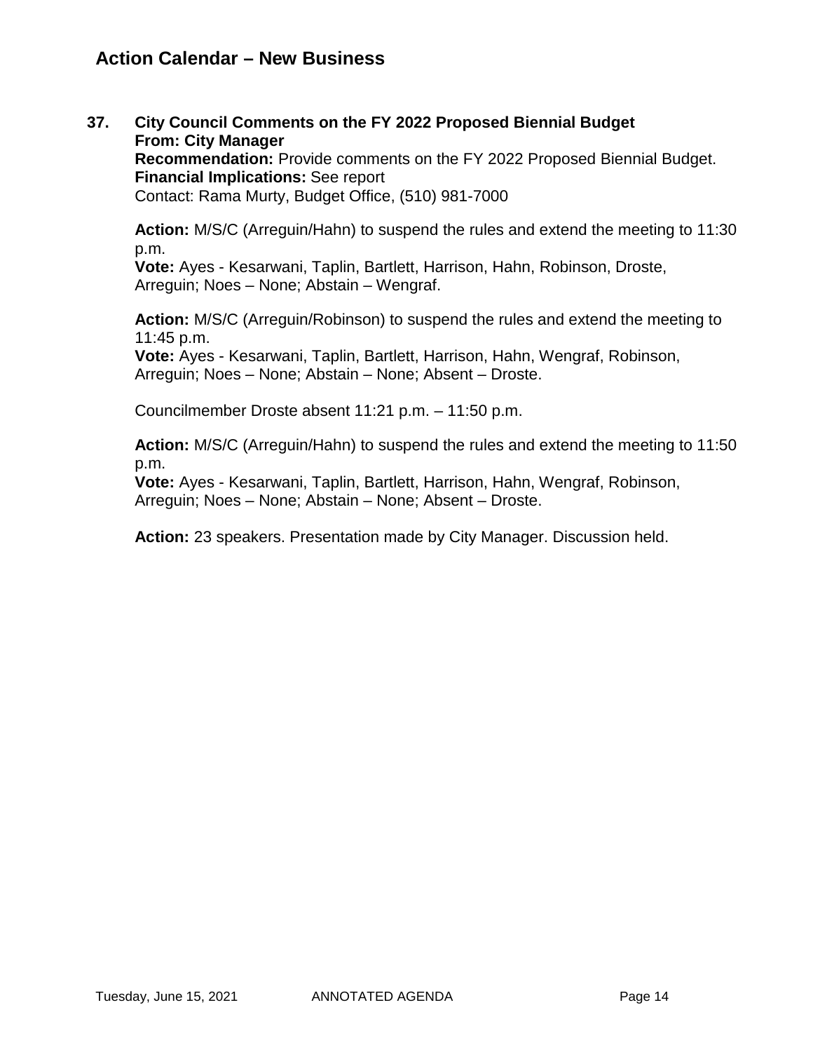## Action Calendar – New Business

**37. City Council Comments on the FY 2022 Proposed Biennial Budget**
**From: City Manager**
**Recommendation:** Provide comments on the FY 2022 Proposed Biennial Budget.
**Financial Implications:** See report
Contact: Rama Murty, Budget Office, (510) 981-7000

**Action:** M/S/C (Arreguin/Hahn) to suspend the rules and extend the meeting to 11:30 p.m.
**Vote:** Ayes - Kesarwani, Taplin, Bartlett, Harrison, Hahn, Robinson, Droste, Arreguin; Noes – None; Abstain – Wengraf.

**Action:** M/S/C (Arreguin/Robinson) to suspend the rules and extend the meeting to 11:45 p.m.
**Vote:** Ayes - Kesarwani, Taplin, Bartlett, Harrison, Hahn, Wengraf, Robinson, Arreguin; Noes – None; Abstain – None; Absent – Droste.

Councilmember Droste absent 11:21 p.m. – 11:50 p.m.

**Action:** M/S/C (Arreguin/Hahn) to suspend the rules and extend the meeting to 11:50 p.m.
**Vote:** Ayes - Kesarwani, Taplin, Bartlett, Harrison, Hahn, Wengraf, Robinson, Arreguin; Noes – None; Abstain – None; Absent – Droste.

**Action:** 23 speakers. Presentation made by City Manager. Discussion held.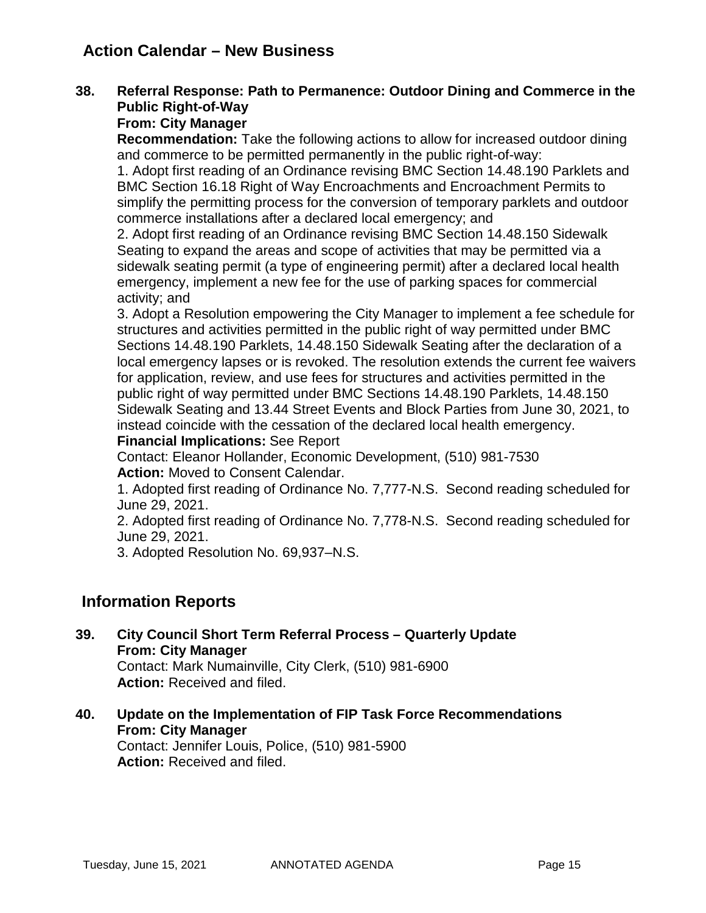## Action Calendar – New Business

**38. Referral Response: Path to Permanence: Outdoor Dining and Commerce in the Public Right-of-Way**
**From: City Manager**
**Recommendation:** Take the following actions to allow for increased outdoor dining and commerce to be permitted permanently in the public right-of-way:
1. Adopt first reading of an Ordinance revising BMC Section 14.48.190 Parklets and BMC Section 16.18 Right of Way Encroachments and Encroachment Permits to simplify the permitting process for the conversion of temporary parklets and outdoor commerce installations after a declared local emergency; and
2. Adopt first reading of an Ordinance revising BMC Section 14.48.150 Sidewalk Seating to expand the areas and scope of activities that may be permitted via a sidewalk seating permit (a type of engineering permit) after a declared local health emergency, implement a new fee for the use of parking spaces for commercial activity; and
3. Adopt a Resolution empowering the City Manager to implement a fee schedule for structures and activities permitted in the public right of way permitted under BMC Sections 14.48.190 Parklets, 14.48.150 Sidewalk Seating after the declaration of a local emergency lapses or is revoked. The resolution extends the current fee waivers for application, review, and use fees for structures and activities permitted in the public right of way permitted under BMC Sections 14.48.190 Parklets, 14.48.150 Sidewalk Seating and 13.44 Street Events and Block Parties from June 30, 2021, to instead coincide with the cessation of the declared local health emergency.
**Financial Implications:** See Report
Contact: Eleanor Hollander, Economic Development, (510) 981-7530
**Action:** Moved to Consent Calendar.
1. Adopted first reading of Ordinance No. 7,777-N.S. Second reading scheduled for June 29, 2021.
2. Adopted first reading of Ordinance No. 7,778-N.S. Second reading scheduled for June 29, 2021.
3. Adopted Resolution No. 69,937–N.S.

## Information Reports

**39. City Council Short Term Referral Process – Quarterly Update**
**From: City Manager**
Contact: Mark Numainville, City Clerk, (510) 981-6900
**Action:** Received and filed.

**40. Update on the Implementation of FIP Task Force Recommendations**
**From: City Manager**
Contact: Jennifer Louis, Police, (510) 981-5900
**Action:** Received and filed.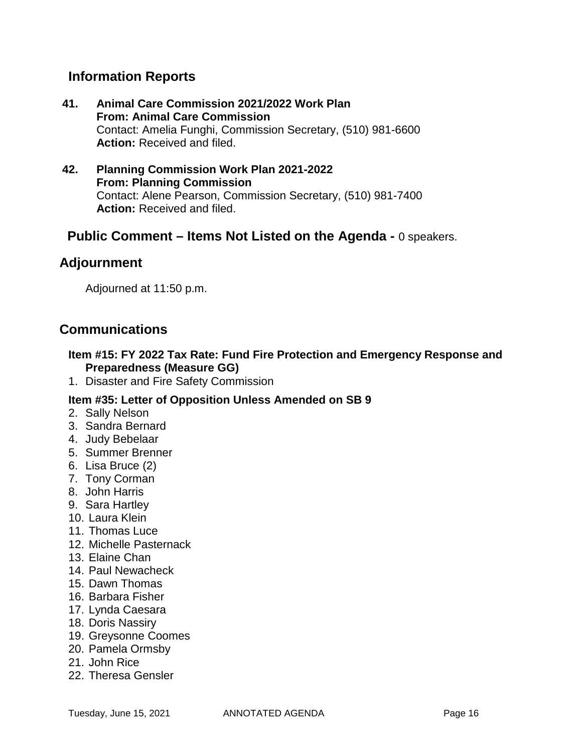## Information Reports

**41. Animal Care Commission 2021/2022 Work Plan**
**From: Animal Care Commission**
Contact: Amelia Funghi, Commission Secretary, (510) 981-6600
**Action:** Received and filed.

**42. Planning Commission Work Plan 2021-2022**
**From: Planning Commission**
Contact: Alene Pearson, Commission Secretary, (510) 981-7400
**Action:** Received and filed.

## Public Comment – Items Not Listed on the Agenda - 0 speakers.

## Adjournment

Adjourned at 11:50 p.m.

## Communications

**Item #15: FY 2022 Tax Rate: Fund Fire Protection and Emergency Response and Preparedness (Measure GG)**

1. Disaster and Fire Safety Commission

**Item #35: Letter of Opposition Unless Amended on SB 9**

2. Sally Nelson
3. Sandra Bernard
4. Judy Bebelaar
5. Summer Brenner
6. Lisa Bruce (2)
7. Tony Corman
8. John Harris
9. Sara Hartley
10. Laura Klein
11. Thomas Luce
12. Michelle Pasternack
13. Elaine Chan
14. Paul Newacheck
15. Dawn Thomas
16. Barbara Fisher
17. Lynda Caesara
18. Doris Nassiry
19. Greysonne Coomes
20. Pamela Ormsby
21. John Rice
22. Theresa Gensler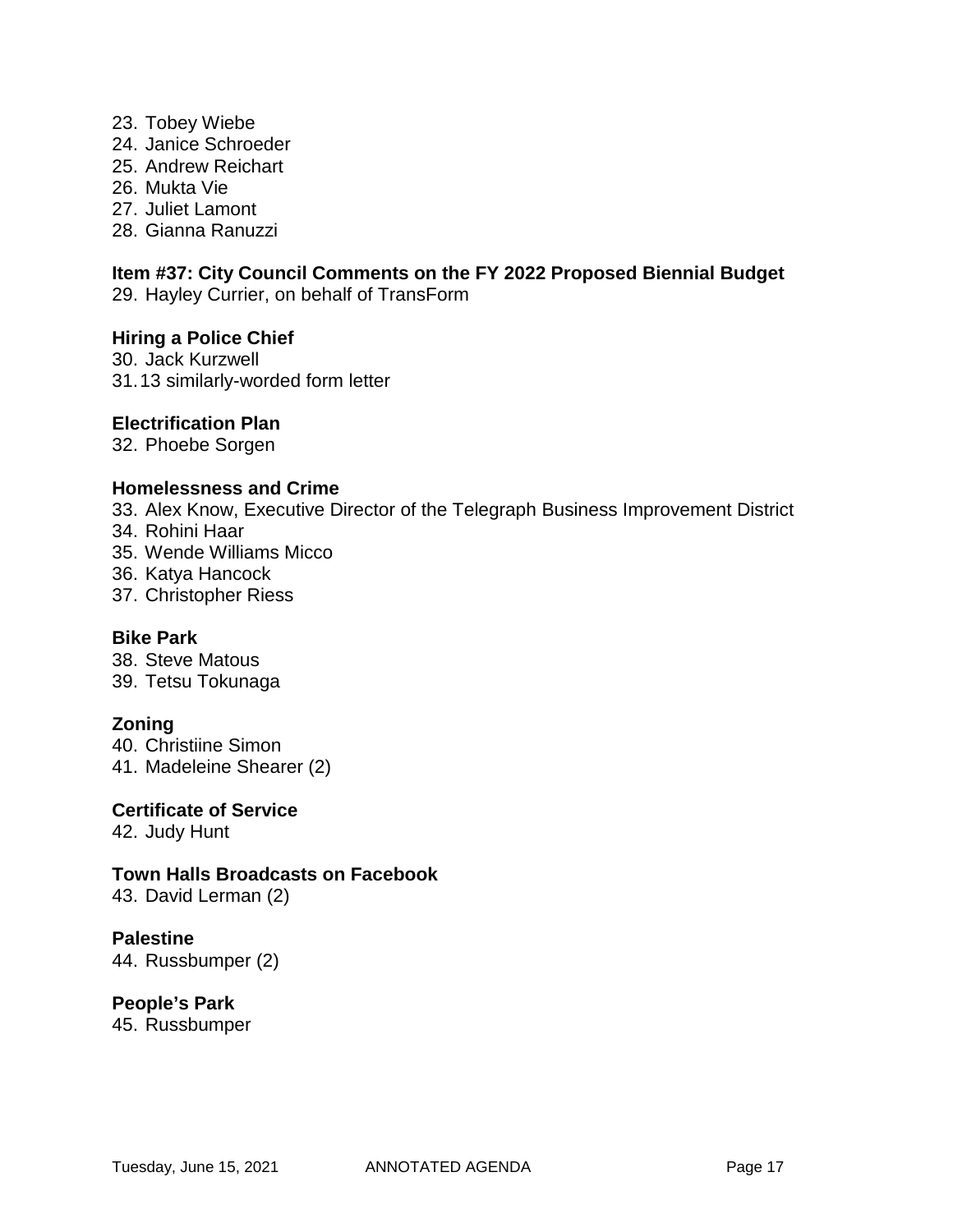23. Tobey Wiebe
24. Janice Schroeder
25. Andrew Reichart
26. Mukta Vie
27. Juliet Lamont
28. Gianna Ranuzzi

**Item #37: City Council Comments on the FY 2022 Proposed Biennial Budget**

29. Hayley Currier, on behalf of TransForm

**Hiring a Police Chief**

30. Jack Kurzwell
31. 13 similarly-worded form letter

**Electrification Plan**

32. Phoebe Sorgen

**Homelessness and Crime**

33. Alex Know, Executive Director of the Telegraph Business Improvement District
34. Rohini Haar
35. Wende Williams Micco
36. Katya Hancock
37. Christopher Riess

**Bike Park**

38. Steve Matous
39. Tetsu Tokunaga

**Zoning**

40. Christiine Simon
41. Madeleine Shearer (2)

**Certificate of Service**

42. Judy Hunt

**Town Halls Broadcasts on Facebook**

43. David Lerman (2)

**Palestine**

44. Russbumper (2)

**People's Park**

45. Russbumper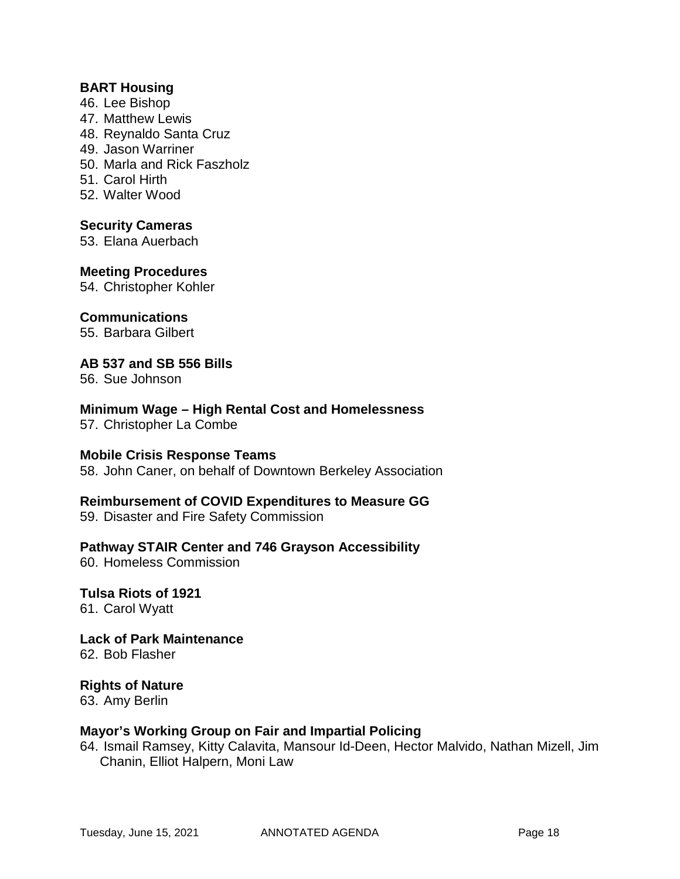**BART Housing**

46. Lee Bishop
47. Matthew Lewis
48. Reynaldo Santa Cruz
49. Jason Warriner
50. Marla and Rick Faszholz
51. Carol Hirth
52. Walter Wood

**Security Cameras**

53. Elana Auerbach

**Meeting Procedures**

54. Christopher Kohler

**Communications**

55. Barbara Gilbert

**AB 537 and SB 556 Bills**

56. Sue Johnson

**Minimum Wage – High Rental Cost and Homelessness**

57. Christopher La Combe

**Mobile Crisis Response Teams**

58. John Caner, on behalf of Downtown Berkeley Association

**Reimbursement of COVID Expenditures to Measure GG**

59. Disaster and Fire Safety Commission

**Pathway STAIR Center and 746 Grayson Accessibility**

60. Homeless Commission

**Tulsa Riots of 1921**

61. Carol Wyatt

**Lack of Park Maintenance**

62. Bob Flasher

**Rights of Nature**

63. Amy Berlin

**Mayor's Working Group on Fair and Impartial Policing**

64. Ismail Ramsey, Kitty Calavita, Mansour Id-Deen, Hector Malvido, Nathan Mizell, Jim Chanin, Elliot Halpern, Moni Law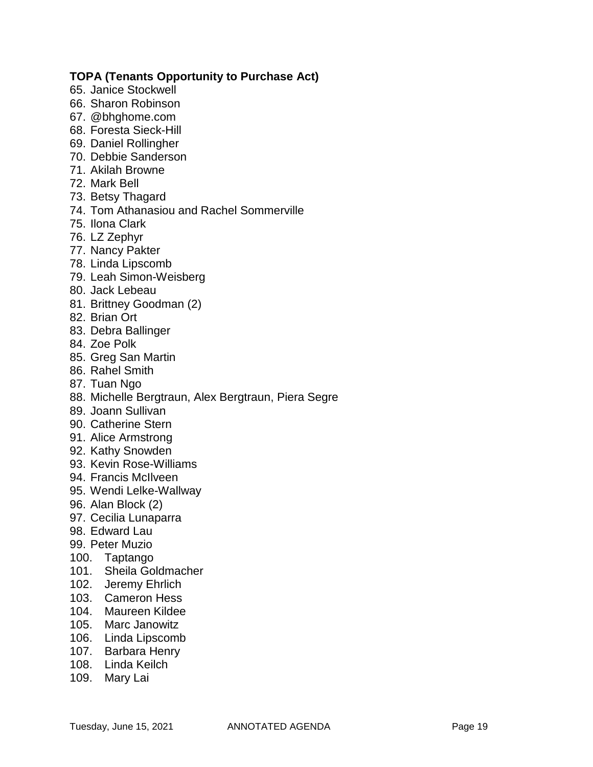**TOPA (Tenants Opportunity to Purchase Act)**

65. Janice Stockwell
66. Sharon Robinson
67. @bhghome.com
68. Foresta Sieck-Hill
69. Daniel Rollingher
70. Debbie Sanderson
71. Akilah Browne
72. Mark Bell
73. Betsy Thagard
74. Tom Athanasiou and Rachel Sommerville
75. Ilona Clark
76. LZ Zephyr
77. Nancy Pakter
78. Linda Lipscomb
79. Leah Simon-Weisberg
80. Jack Lebeau
81. Brittney Goodman (2)
82. Brian Ort
83. Debra Ballinger
84. Zoe Polk
85. Greg San Martin
86. Rahel Smith
87. Tuan Ngo
88. Michelle Bergtraun, Alex Bergtraun, Piera Segre
89. Joann Sullivan
90. Catherine Stern
91. Alice Armstrong
92. Kathy Snowden
93. Kevin Rose-Williams
94. Francis McIlveen
95. Wendi Lelke-Wallway
96. Alan Block (2)
97. Cecilia Lunaparra
98. Edward Lau
99. Peter Muzio
100. Taptango
101. Sheila Goldmacher
102. Jeremy Ehrlich
103. Cameron Hess
104. Maureen Kildee
105. Marc Janowitz
106. Linda Lipscomb
107. Barbara Henry
108. Linda Keilch
109. Mary Lai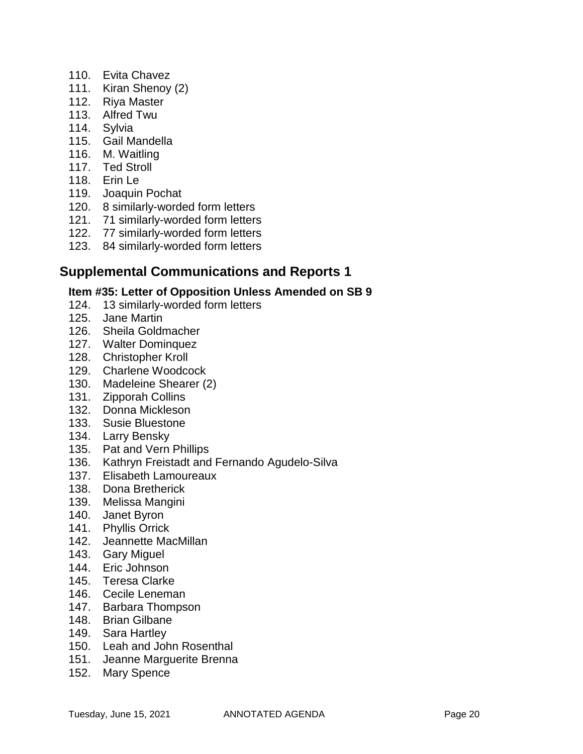110. Evita Chavez
111. Kiran Shenoy (2)
112. Riya Master
113. Alfred Twu
114. Sylvia
115. Gail Mandella
116. M. Waitling
117. Ted Stroll
118. Erin Le
119. Joaquin Pochat
120. 8 similarly-worded form letters
121. 71 similarly-worded form letters
122. 77 similarly-worded form letters
123. 84 similarly-worded form letters

## Supplemental Communications and Reports 1

**Item #35: Letter of Opposition Unless Amended on SB 9**

124. 13 similarly-worded form letters
125. Jane Martin
126. Sheila Goldmacher
127. Walter Dominquez
128. Christopher Kroll
129. Charlene Woodcock
130. Madeleine Shearer (2)
131. Zipporah Collins
132. Donna Mickleson
133. Susie Bluestone
134. Larry Bensky
135. Pat and Vern Phillips
136. Kathryn Freistadt and Fernando Agudelo-Silva
137. Elisabeth Lamoureaux
138. Dona Bretherick
139. Melissa Mangini
140. Janet Byron
141. Phyllis Orrick
142. Jeannette MacMillan
143. Gary Miguel
144. Eric Johnson
145. Teresa Clarke
146. Cecile Leneman
147. Barbara Thompson
148. Brian Gilbane
149. Sara Hartley
150. Leah and John Rosenthal
151. Jeanne Marguerite Brenna
152. Mary Spence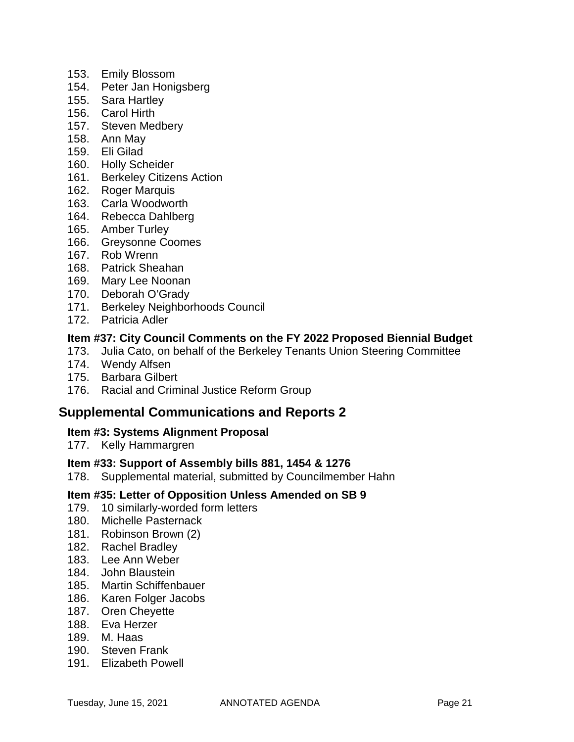153. Emily Blossom
154. Peter Jan Honigsberg
155. Sara Hartley
156. Carol Hirth
157. Steven Medbery
158. Ann May
159. Eli Gilad
160. Holly Scheider
161. Berkeley Citizens Action
162. Roger Marquis
163. Carla Woodworth
164. Rebecca Dahlberg
165. Amber Turley
166. Greysonne Coomes
167. Rob Wrenn
168. Patrick Sheahan
169. Mary Lee Noonan
170. Deborah O'Grady
171. Berkeley Neighborhoods Council
172. Patricia Adler

**Item #37: City Council Comments on the FY 2022 Proposed Biennial Budget**

173. Julia Cato, on behalf of the Berkeley Tenants Union Steering Committee
174. Wendy Alfsen
175. Barbara Gilbert
176. Racial and Criminal Justice Reform Group

## Supplemental Communications and Reports 2

**Item #3: Systems Alignment Proposal**

177. Kelly Hammargren

**Item #33: Support of Assembly bills 881, 1454 & 1276**

178. Supplemental material, submitted by Councilmember Hahn

**Item #35: Letter of Opposition Unless Amended on SB 9**

179. 10 similarly-worded form letters
180. Michelle Pasternack
181. Robinson Brown (2)
182. Rachel Bradley
183. Lee Ann Weber
184. John Blaustein
185. Martin Schiffenbauer
186. Karen Folger Jacobs
187. Oren Cheyette
188. Eva Herzer
189. M. Haas
190. Steven Frank
191. Elizabeth Powell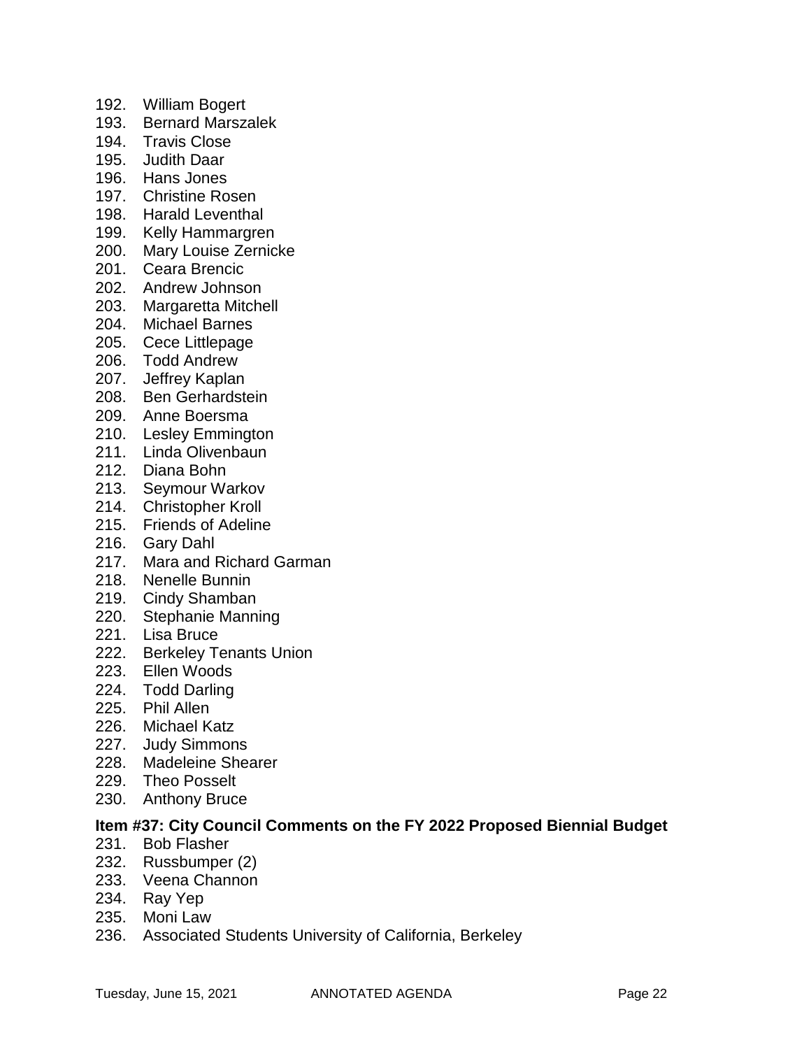192. William Bogert
193. Bernard Marszalek
194. Travis Close
195. Judith Daar
196. Hans Jones
197. Christine Rosen
198. Harald Leventhal
199. Kelly Hammargren
200. Mary Louise Zernicke
201. Ceara Brencic
202. Andrew Johnson
203. Margaretta Mitchell
204. Michael Barnes
205. Cece Littlepage
206. Todd Andrew
207. Jeffrey Kaplan
208. Ben Gerhardstein
209. Anne Boersma
210. Lesley Emmington
211. Linda Olivenbaun
212. Diana Bohn
213. Seymour Warkov
214. Christopher Kroll
215. Friends of Adeline
216. Gary Dahl
217. Mara and Richard Garman
218. Nenelle Bunnin
219. Cindy Shamban
220. Stephanie Manning
221. Lisa Bruce
222. Berkeley Tenants Union
223. Ellen Woods
224. Todd Darling
225. Phil Allen
226. Michael Katz
227. Judy Simmons
228. Madeleine Shearer
229. Theo Posselt
230. Anthony Bruce

**Item #37: City Council Comments on the FY 2022 Proposed Biennial Budget**

231. Bob Flasher
232. Russbumper (2)
233. Veena Channon
234. Ray Yep
235. Moni Law
236. Associated Students University of California, Berkeley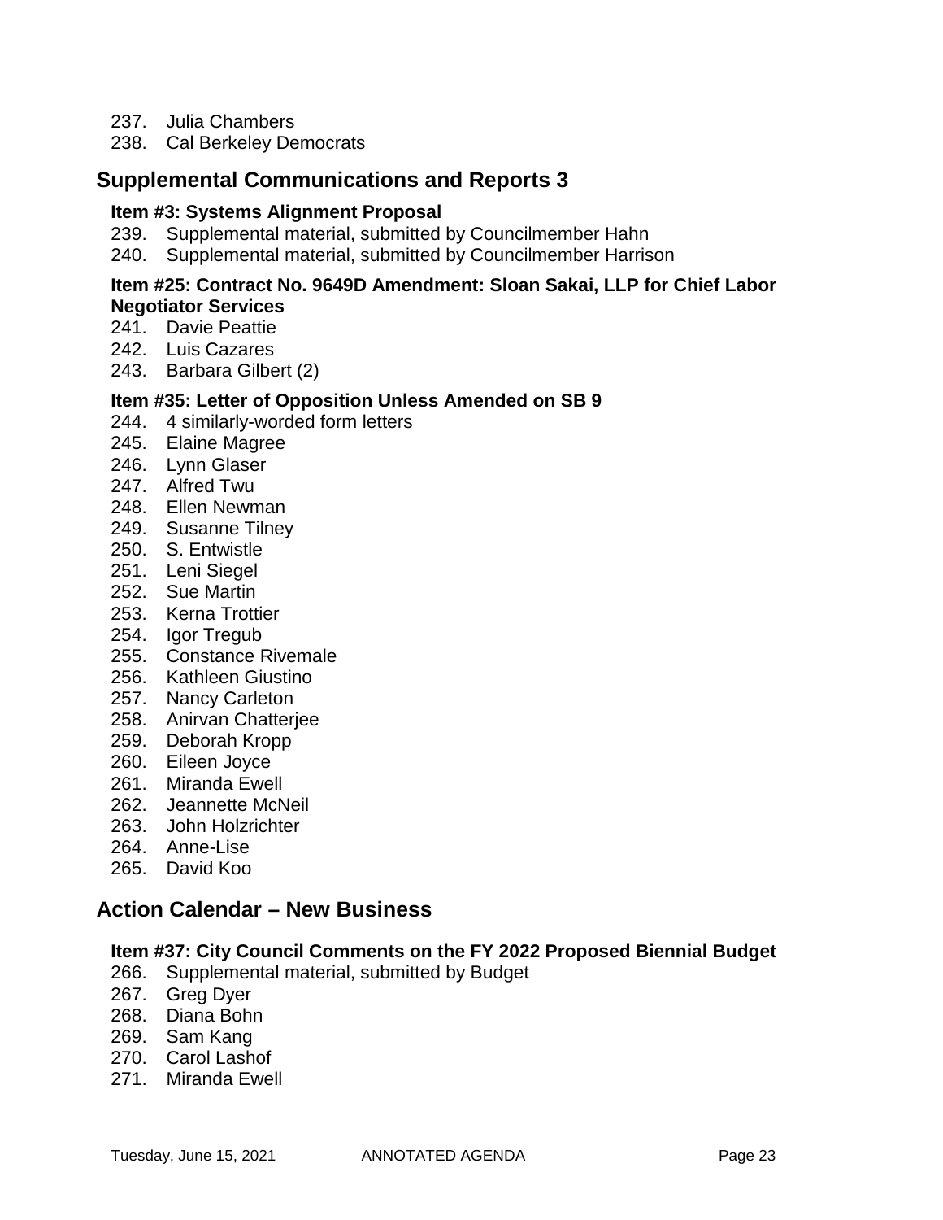237. Julia Chambers
238. Cal Berkeley Democrats

## Supplemental Communications and Reports 3

### Item #3: Systems Alignment Proposal

239. Supplemental material, submitted by Councilmember Hahn
240. Supplemental material, submitted by Councilmember Harrison

### Item #25: Contract No. 9649D Amendment: Sloan Sakai, LLP for Chief Labor Negotiator Services

241. Davie Peattie
242. Luis Cazares
243. Barbara Gilbert (2)

### Item #35: Letter of Opposition Unless Amended on SB 9

244. 4 similarly-worded form letters
245. Elaine Magree
246. Lynn Glaser
247. Alfred Twu
248. Ellen Newman
249. Susanne Tilney
250. S. Entwistle
251. Leni Siegel
252. Sue Martin
253. Kerna Trottier
254. Igor Tregub
255. Constance Rivemale
256. Kathleen Giustino
257. Nancy Carleton
258. Anirvan Chatterjee
259. Deborah Kropp
260. Eileen Joyce
261. Miranda Ewell
262. Jeannette McNeil
263. John Holzrichter
264. Anne-Lise
265. David Koo

## Action Calendar – New Business

### Item #37: City Council Comments on the FY 2022 Proposed Biennial Budget

266. Supplemental material, submitted by Budget
267. Greg Dyer
268. Diana Bohn
269. Sam Kang
270. Carol Lashof
271. Miranda Ewell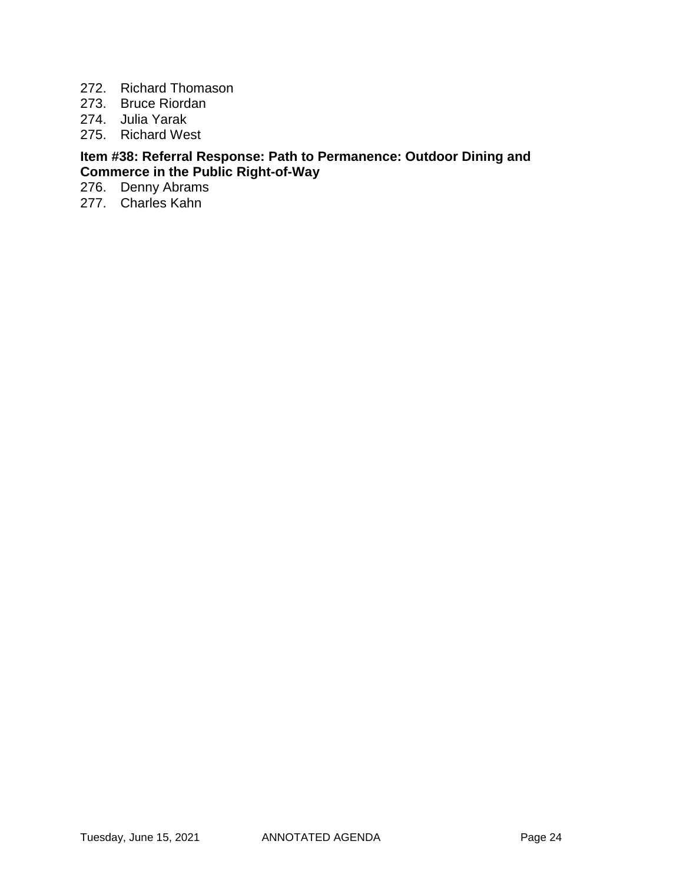272. Richard Thomason
273. Bruce Riordan
274. Julia Yarak
275. Richard West

**Item #38: Referral Response: Path to Permanence: Outdoor Dining and Commerce in the Public Right-of-Way**

276. Denny Abrams
277. Charles Kahn